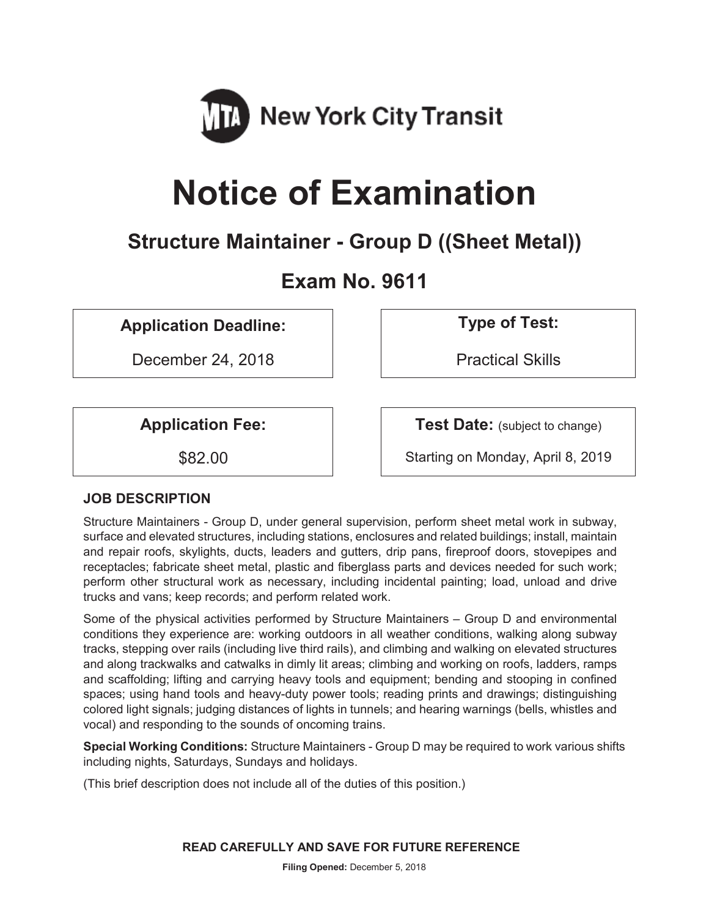MTA New York City Transit

# Notice of Examination

## Structure Maintainer - Group D ((Sheet Metal))

## Exam No. 9611

| Application Deadline: | Type of Test: |
| --- | --- |
| December 24, 2018 | Practical Skills |

| Application Fee: | Test Date: (subject to change) |
| --- | --- |
| $82.00 | Starting on Monday, April 8, 2019 |

### JOB DESCRIPTION

Structure Maintainers - Group D, under general supervision, perform sheet metal work in subway, surface and elevated structures, including stations, enclosures and related buildings; install, maintain and repair roofs, skylights, ducts, leaders and gutters, drip pans, fireproof doors, stovepipes and receptacles; fabricate sheet metal, plastic and fiberglass parts and devices needed for such work; perform other structural work as necessary, including incidental painting; load, unload and drive trucks and vans; keep records; and perform related work.

Some of the physical activities performed by Structure Maintainers – Group D and environmental conditions they experience are: working outdoors in all weather conditions, walking along subway tracks, stepping over rails (including live third rails), and climbing and walking on elevated structures and along trackwalks and catwalks in dimly lit areas; climbing and working on roofs, ladders, ramps and scaffolding; lifting and carrying heavy tools and equipment; bending and stooping in confined spaces; using hand tools and heavy-duty power tools; reading prints and drawings; distinguishing colored light signals; judging distances of lights in tunnels; and hearing warnings (bells, whistles and vocal) and responding to the sounds of oncoming trains.

**Special Working Conditions:** Structure Maintainers - Group D may be required to work various shifts including nights, Saturdays, Sundays and holidays.

(This brief description does not include all of the duties of this position.)

**READ CAREFULLY AND SAVE FOR FUTURE REFERENCE**

**Filing Opened:** December 5, 2018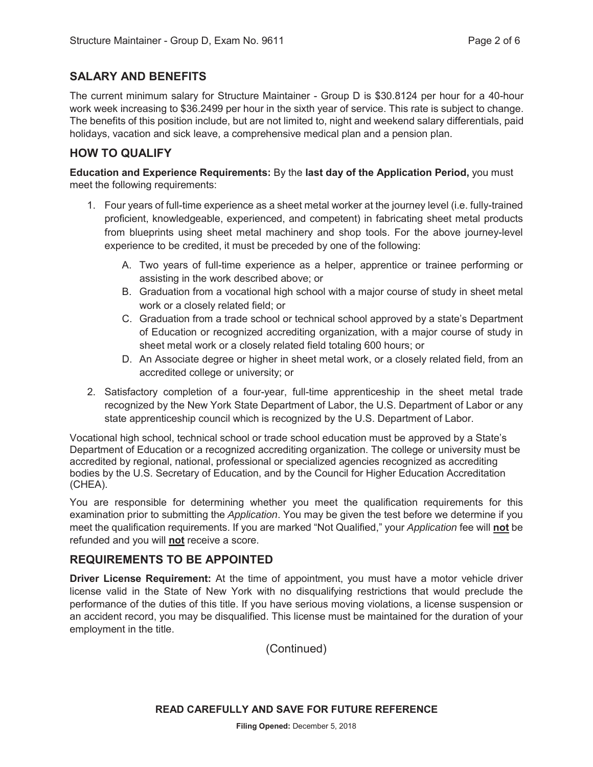## SALARY AND BENEFITS

The current minimum salary for Structure Maintainer - Group D is $30.8124 per hour for a 40-hour work week increasing to $36.2499 per hour in the sixth year of service. This rate is subject to change. The benefits of this position include, but are not limited to, night and weekend salary differentials, paid holidays, vacation and sick leave, a comprehensive medical plan and a pension plan.

## HOW TO QUALIFY

**Education and Experience Requirements:** By the **last day of the Application Period,** you must meet the following requirements:

1. Four years of full-time experience as a sheet metal worker at the journey level (i.e. fully-trained proficient, knowledgeable, experienced, and competent) in fabricating sheet metal products from blueprints using sheet metal machinery and shop tools. For the above journey-level experience to be credited, it must be preceded by one of the following:
   - A. Two years of full-time experience as a helper, apprentice or trainee performing or assisting in the work described above; or
   - B. Graduation from a vocational high school with a major course of study in sheet metal work or a closely related field; or
   - C. Graduation from a trade school or technical school approved by a state's Department of Education or recognized accrediting organization, with a major course of study in sheet metal work or a closely related field totaling 600 hours; or
   - D. An Associate degree or higher in sheet metal work, or a closely related field, from an accredited college or university; or
2. Satisfactory completion of a four-year, full-time apprenticeship in the sheet metal trade recognized by the New York State Department of Labor, the U.S. Department of Labor or any state apprenticeship council which is recognized by the U.S. Department of Labor.

Vocational high school, technical school or trade school education must be approved by a State's Department of Education or a recognized accrediting organization. The college or university must be accredited by regional, national, professional or specialized agencies recognized as accrediting bodies by the U.S. Secretary of Education, and by the Council for Higher Education Accreditation (CHEA).

You are responsible for determining whether you meet the qualification requirements for this examination prior to submitting the *Application*. You may be given the test before we determine if you meet the qualification requirements. If you are marked "Not Qualified," your *Application* fee will **not** be refunded and you will **not** receive a score.

## REQUIREMENTS TO BE APPOINTED

**Driver License Requirement:** At the time of appointment, you must have a motor vehicle driver license valid in the State of New York with no disqualifying restrictions that would preclude the performance of the duties of this title. If you have serious moving violations, a license suspension or an accident record, you may be disqualified. This license must be maintained for the duration of your employment in the title.

(Continued)

**READ CAREFULLY AND SAVE FOR FUTURE REFERENCE**

**Filing Opened:** December 5, 2018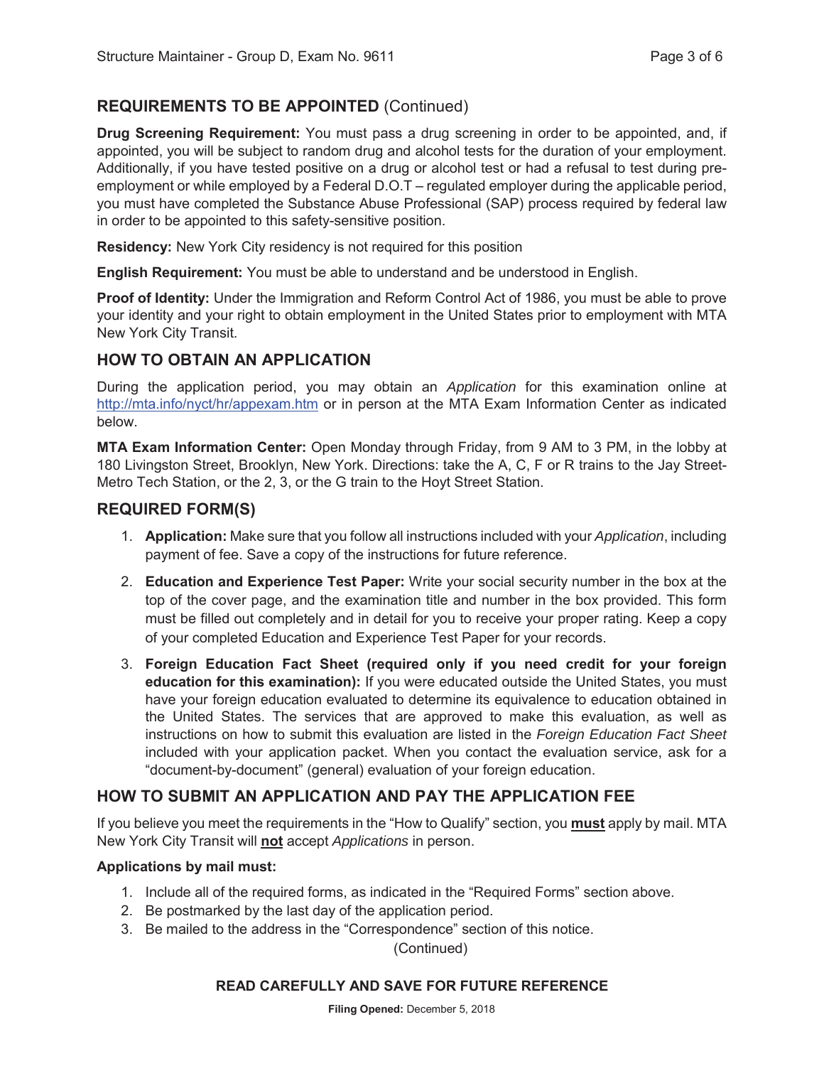## REQUIREMENTS TO BE APPOINTED (Continued)

**Drug Screening Requirement:** You must pass a drug screening in order to be appointed, and, if appointed, you will be subject to random drug and alcohol tests for the duration of your employment. Additionally, if you have tested positive on a drug or alcohol test or had a refusal to test during pre-employment or while employed by a Federal D.O.T – regulated employer during the applicable period, you must have completed the Substance Abuse Professional (SAP) process required by federal law in order to be appointed to this safety-sensitive position.

**Residency:** New York City residency is not required for this position

**English Requirement:** You must be able to understand and be understood in English.

**Proof of Identity:** Under the Immigration and Reform Control Act of 1986, you must be able to prove your identity and your right to obtain employment in the United States prior to employment with MTA New York City Transit.

## HOW TO OBTAIN AN APPLICATION

During the application period, you may obtain an *Application* for this examination online at http://mta.info/nyct/hr/appexam.htm or in person at the MTA Exam Information Center as indicated below.

**MTA Exam Information Center:** Open Monday through Friday, from 9 AM to 3 PM, in the lobby at 180 Livingston Street, Brooklyn, New York. Directions: take the A, C, F or R trains to the Jay Street-Metro Tech Station, or the 2, 3, or the G train to the Hoyt Street Station.

## REQUIRED FORM(S)

1. **Application:** Make sure that you follow all instructions included with your *Application*, including payment of fee. Save a copy of the instructions for future reference.
2. **Education and Experience Test Paper:** Write your social security number in the box at the top of the cover page, and the examination title and number in the box provided. This form must be filled out completely and in detail for you to receive your proper rating. Keep a copy of your completed Education and Experience Test Paper for your records.
3. **Foreign Education Fact Sheet (required only if you need credit for your foreign education for this examination):** If you were educated outside the United States, you must have your foreign education evaluated to determine its equivalence to education obtained in the United States. The services that are approved to make this evaluation, as well as instructions on how to submit this evaluation are listed in the *Foreign Education Fact Sheet* included with your application packet. When you contact the evaluation service, ask for a "document-by-document" (general) evaluation of your foreign education.

## HOW TO SUBMIT AN APPLICATION AND PAY THE APPLICATION FEE

If you believe you meet the requirements in the "How to Qualify" section, you **must** apply by mail. MTA New York City Transit will **not** accept *Applications* in person.

**Applications by mail must:**

1. Include all of the required forms, as indicated in the "Required Forms" section above.
2. Be postmarked by the last day of the application period.
3. Be mailed to the address in the "Correspondence" section of this notice.

(Continued)

**READ CAREFULLY AND SAVE FOR FUTURE REFERENCE**

**Filing Opened:** December 5, 2018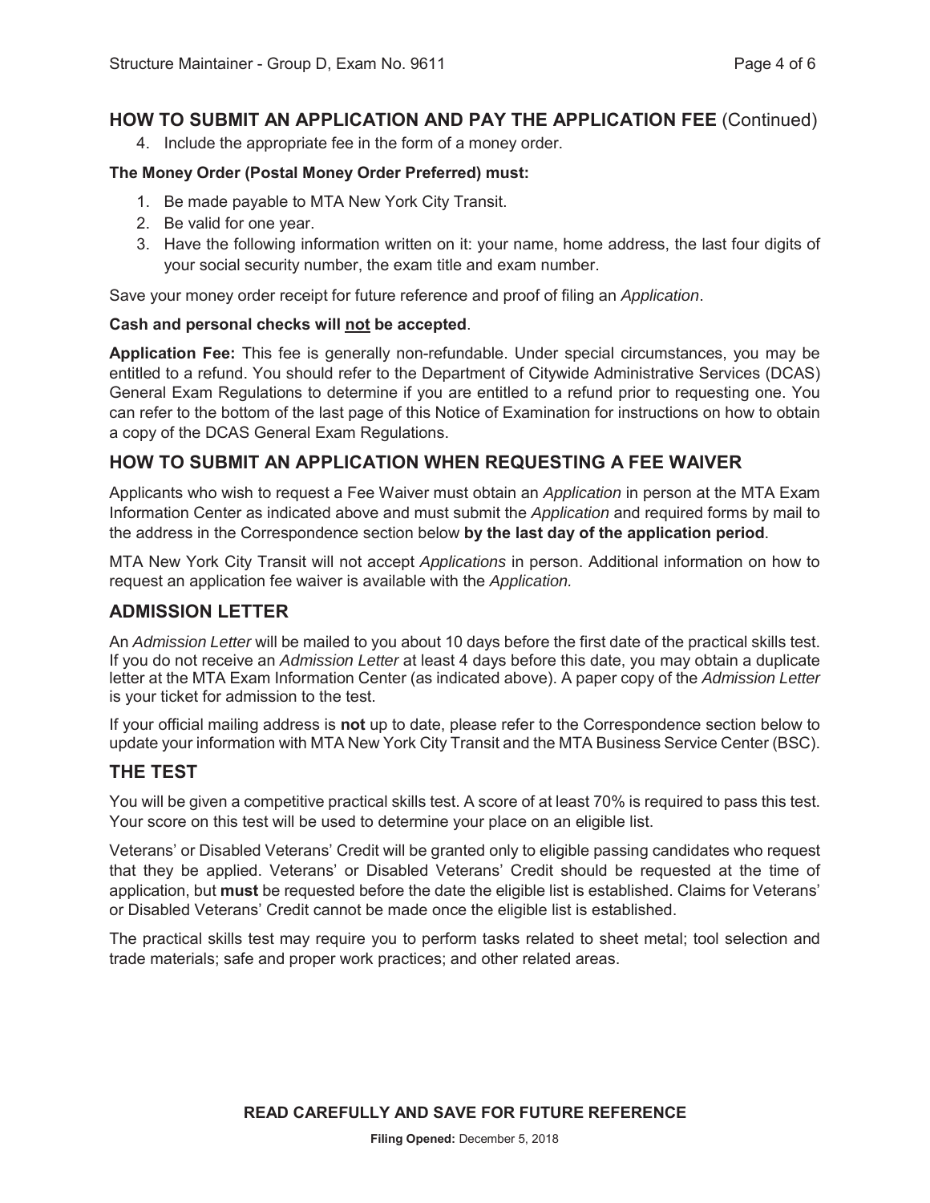## HOW TO SUBMIT AN APPLICATION AND PAY THE APPLICATION FEE (Continued)

4. Include the appropriate fee in the form of a money order.

**The Money Order (Postal Money Order Preferred) must:**

1. Be made payable to MTA New York City Transit.
2. Be valid for one year.
3. Have the following information written on it: your name, home address, the last four digits of your social security number, the exam title and exam number.

Save your money order receipt for future reference and proof of filing an *Application*.

**Cash and personal checks will not be accepted**.

**Application Fee:** This fee is generally non-refundable. Under special circumstances, you may be entitled to a refund. You should refer to the Department of Citywide Administrative Services (DCAS) General Exam Regulations to determine if you are entitled to a refund prior to requesting one. You can refer to the bottom of the last page of this Notice of Examination for instructions on how to obtain a copy of the DCAS General Exam Regulations.

## HOW TO SUBMIT AN APPLICATION WHEN REQUESTING A FEE WAIVER

Applicants who wish to request a Fee Waiver must obtain an *Application* in person at the MTA Exam Information Center as indicated above and must submit the *Application* and required forms by mail to the address in the Correspondence section below **by the last day of the application period**.

MTA New York City Transit will not accept *Applications* in person. Additional information on how to request an application fee waiver is available with the *Application.*

## ADMISSION LETTER

An *Admission Letter* will be mailed to you about 10 days before the first date of the practical skills test. If you do not receive an *Admission Letter* at least 4 days before this date, you may obtain a duplicate letter at the MTA Exam Information Center (as indicated above). A paper copy of the *Admission Letter* is your ticket for admission to the test.

If your official mailing address is **not** up to date, please refer to the Correspondence section below to update your information with MTA New York City Transit and the MTA Business Service Center (BSC).

## THE TEST

You will be given a competitive practical skills test. A score of at least 70% is required to pass this test. Your score on this test will be used to determine your place on an eligible list.

Veterans' or Disabled Veterans' Credit will be granted only to eligible passing candidates who request that they be applied. Veterans' or Disabled Veterans' Credit should be requested at the time of application, but **must** be requested before the date the eligible list is established. Claims for Veterans' or Disabled Veterans' Credit cannot be made once the eligible list is established.

The practical skills test may require you to perform tasks related to sheet metal; tool selection and trade materials; safe and proper work practices; and other related areas.

**READ CAREFULLY AND SAVE FOR FUTURE REFERENCE**

**Filing Opened:** December 5, 2018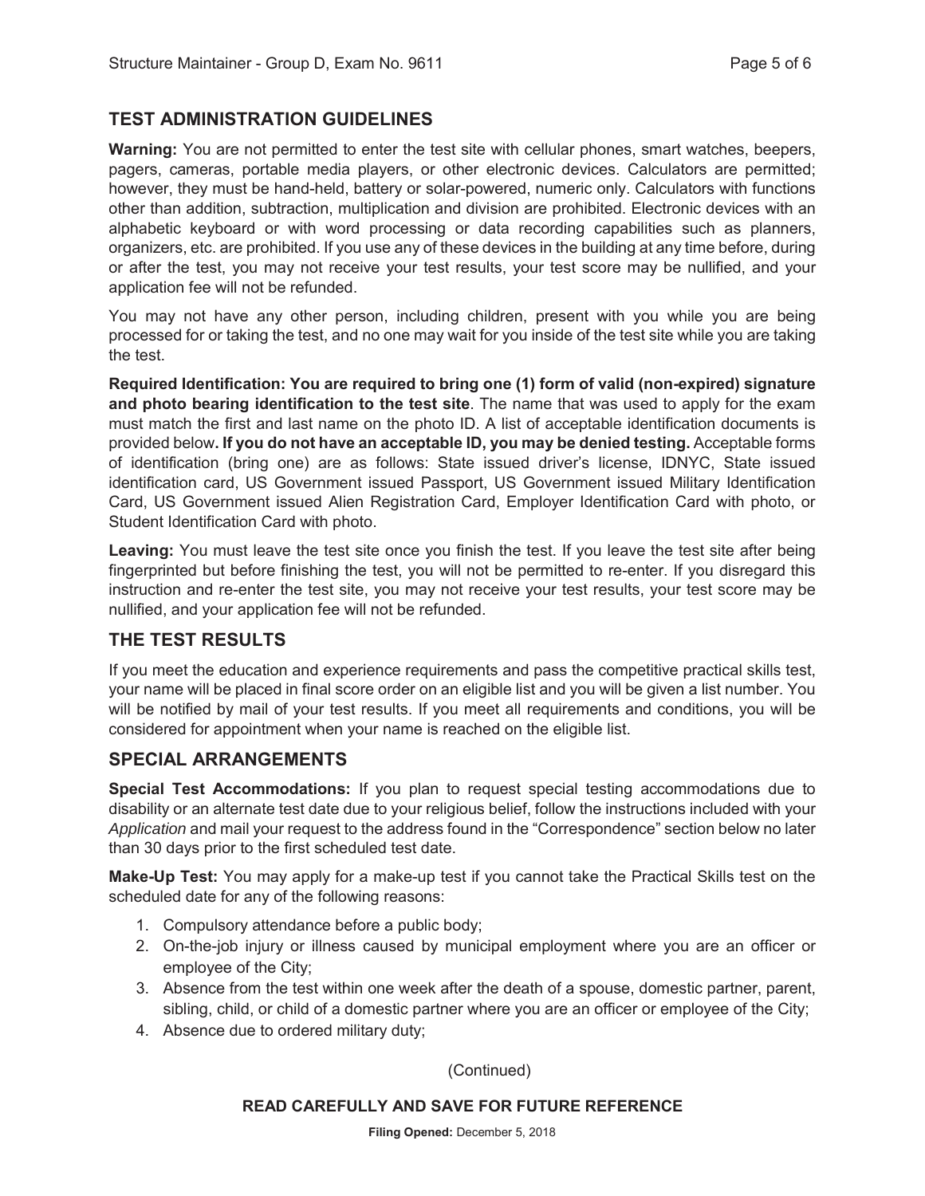## TEST ADMINISTRATION GUIDELINES

**Warning:** You are not permitted to enter the test site with cellular phones, smart watches, beepers, pagers, cameras, portable media players, or other electronic devices. Calculators are permitted; however, they must be hand-held, battery or solar-powered, numeric only. Calculators with functions other than addition, subtraction, multiplication and division are prohibited. Electronic devices with an alphabetic keyboard or with word processing or data recording capabilities such as planners, organizers, etc. are prohibited. If you use any of these devices in the building at any time before, during or after the test, you may not receive your test results, your test score may be nullified, and your application fee will not be refunded.

You may not have any other person, including children, present with you while you are being processed for or taking the test, and no one may wait for you inside of the test site while you are taking the test.

**Required Identification: You are required to bring one (1) form of valid (non-expired) signature and photo bearing identification to the test site**. The name that was used to apply for the exam must match the first and last name on the photo ID. A list of acceptable identification documents is provided below**. If you do not have an acceptable ID, you may be denied testing.** Acceptable forms of identification (bring one) are as follows: State issued driver's license, IDNYC, State issued identification card, US Government issued Passport, US Government issued Military Identification Card, US Government issued Alien Registration Card, Employer Identification Card with photo, or Student Identification Card with photo.

**Leaving:** You must leave the test site once you finish the test. If you leave the test site after being fingerprinted but before finishing the test, you will not be permitted to re-enter. If you disregard this instruction and re-enter the test site, you may not receive your test results, your test score may be nullified, and your application fee will not be refunded.

## THE TEST RESULTS

If you meet the education and experience requirements and pass the competitive practical skills test, your name will be placed in final score order on an eligible list and you will be given a list number. You will be notified by mail of your test results. If you meet all requirements and conditions, you will be considered for appointment when your name is reached on the eligible list.

## SPECIAL ARRANGEMENTS

**Special Test Accommodations:** If you plan to request special testing accommodations due to disability or an alternate test date due to your religious belief, follow the instructions included with your *Application* and mail your request to the address found in the "Correspondence" section below no later than 30 days prior to the first scheduled test date.

**Make-Up Test:** You may apply for a make-up test if you cannot take the Practical Skills test on the scheduled date for any of the following reasons:

1. Compulsory attendance before a public body;
2. On-the-job injury or illness caused by municipal employment where you are an officer or employee of the City;
3. Absence from the test within one week after the death of a spouse, domestic partner, parent, sibling, child, or child of a domestic partner where you are an officer or employee of the City;
4. Absence due to ordered military duty;

(Continued)

**READ CAREFULLY AND SAVE FOR FUTURE REFERENCE**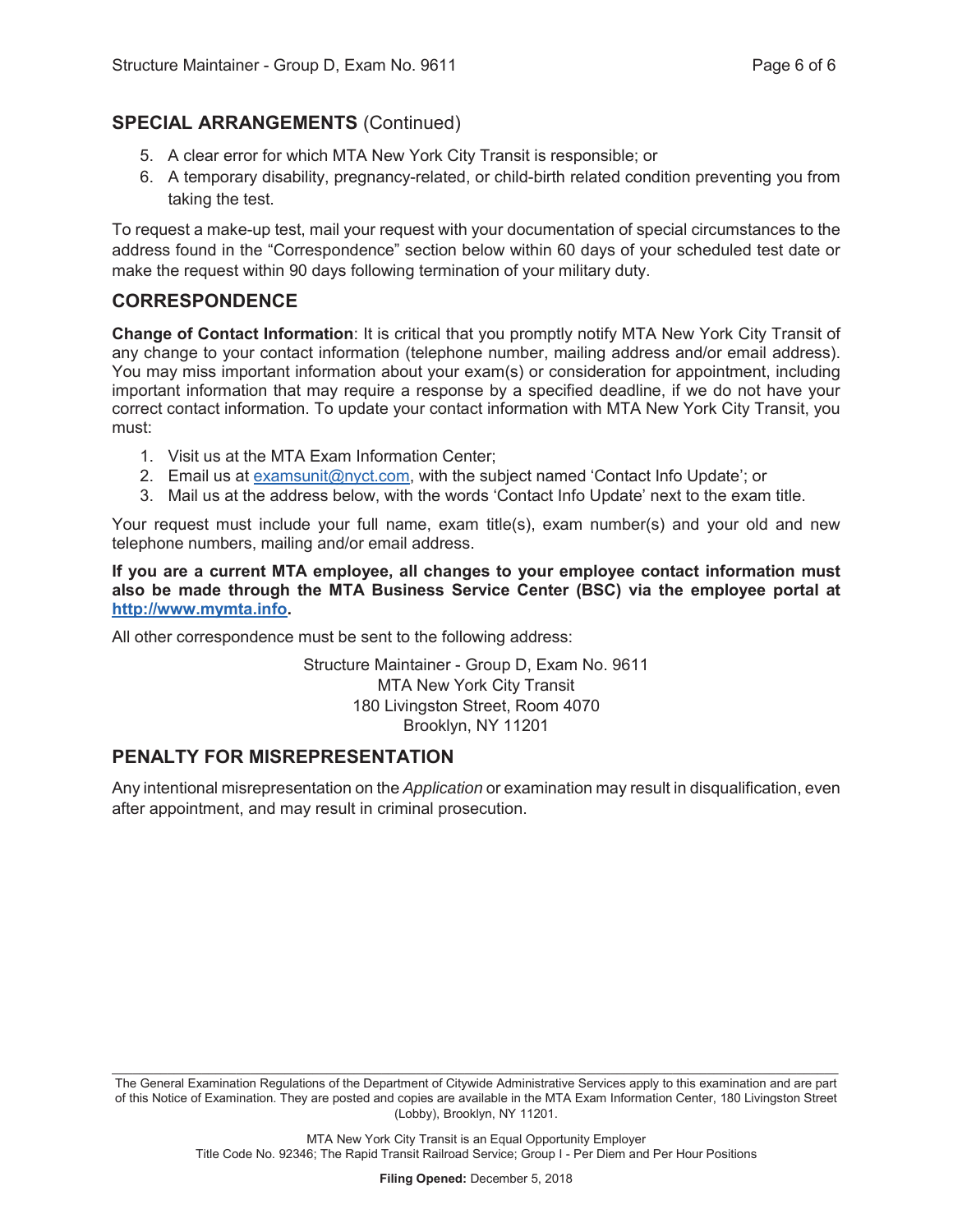## SPECIAL ARRANGEMENTS (Continued)

5. A clear error for which MTA New York City Transit is responsible; or
6. A temporary disability, pregnancy-related, or child-birth related condition preventing you from taking the test.

To request a make-up test, mail your request with your documentation of special circumstances to the address found in the "Correspondence" section below within 60 days of your scheduled test date or make the request within 90 days following termination of your military duty.

## CORRESPONDENCE

**Change of Contact Information**: It is critical that you promptly notify MTA New York City Transit of any change to your contact information (telephone number, mailing address and/or email address). You may miss important information about your exam(s) or consideration for appointment, including important information that may require a response by a specified deadline, if we do not have your correct contact information. To update your contact information with MTA New York City Transit, you must:

1. Visit us at the MTA Exam Information Center;
2. Email us at examsunit@nyct.com, with the subject named 'Contact Info Update'; or
3. Mail us at the address below, with the words 'Contact Info Update' next to the exam title.

Your request must include your full name, exam title(s), exam number(s) and your old and new telephone numbers, mailing and/or email address.

**If you are a current MTA employee, all changes to your employee contact information must also be made through the MTA Business Service Center (BSC) via the employee portal at http://www.mymta.info.**

All other correspondence must be sent to the following address:

Structure Maintainer - Group D, Exam No. 9611
MTA New York City Transit
180 Livingston Street, Room 4070
Brooklyn, NY 11201

## PENALTY FOR MISREPRESENTATION

Any intentional misrepresentation on the *Application* or examination may result in disqualification, even after appointment, and may result in criminal prosecution.

The General Examination Regulations of the Department of Citywide Administrative Services apply to this examination and are part of this Notice of Examination. They are posted and copies are available in the MTA Exam Information Center, 180 Livingston Street (Lobby), Brooklyn, NY 11201.

MTA New York City Transit is an Equal Opportunity Employer
Title Code No. 92346; The Rapid Transit Railroad Service; Group I - Per Diem and Per Hour Positions

**Filing Opened:** December 5, 2018